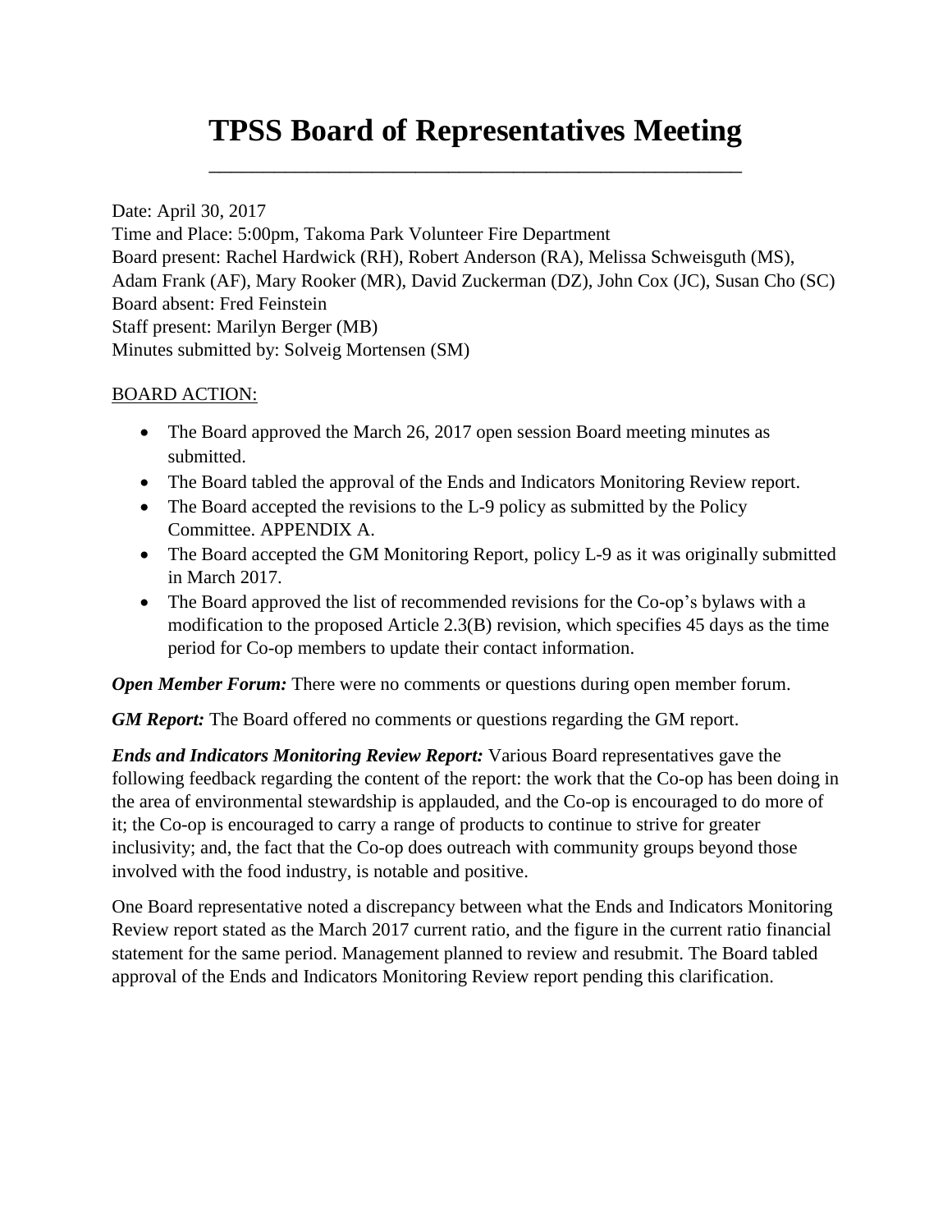# TPSS Board of Representatives Meeting

Date: April 30, 2017
Time and Place: 5:00pm, Takoma Park Volunteer Fire Department
Board present: Rachel Hardwick (RH), Robert Anderson (RA), Melissa Schweisguth (MS), Adam Frank (AF), Mary Rooker (MR), David Zuckerman (DZ), John Cox (JC), Susan Cho (SC)
Board absent: Fred Feinstein
Staff present: Marilyn Berger (MB)
Minutes submitted by: Solveig Mortensen (SM)

BOARD ACTION:

- The Board approved the March 26, 2017 open session Board meeting minutes as submitted.
- The Board tabled the approval of the Ends and Indicators Monitoring Review report.
- The Board accepted the revisions to the L-9 policy as submitted by the Policy Committee. APPENDIX A.
- The Board accepted the GM Monitoring Report, policy L-9 as it was originally submitted in March 2017.
- The Board approved the list of recommended revisions for the Co-op's bylaws with a modification to the proposed Article 2.3(B) revision, which specifies 45 days as the time period for Co-op members to update their contact information.

***Open Member Forum:*** There were no comments or questions during open member forum.

***GM Report:*** The Board offered no comments or questions regarding the GM report.

***Ends and Indicators Monitoring Review Report:*** Various Board representatives gave the following feedback regarding the content of the report: the work that the Co-op has been doing in the area of environmental stewardship is applauded, and the Co-op is encouraged to do more of it; the Co-op is encouraged to carry a range of products to continue to strive for greater inclusivity; and, the fact that the Co-op does outreach with community groups beyond those involved with the food industry, is notable and positive.

One Board representative noted a discrepancy between what the Ends and Indicators Monitoring Review report stated as the March 2017 current ratio, and the figure in the current ratio financial statement for the same period. Management planned to review and resubmit. The Board tabled approval of the Ends and Indicators Monitoring Review report pending this clarification.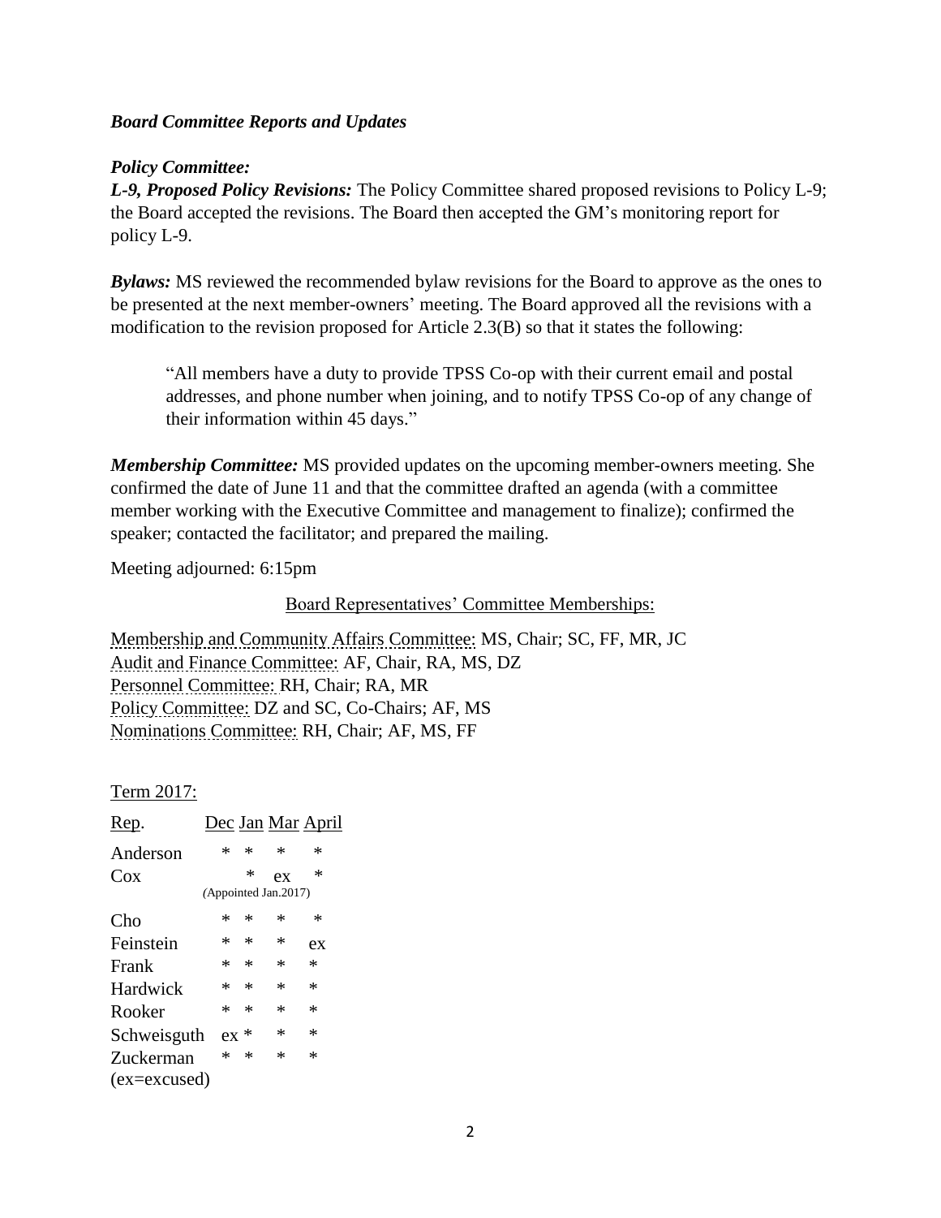***Board Committee Reports and Updates***

***Policy Committee:***

***L-9, Proposed Policy Revisions:*** The Policy Committee shared proposed revisions to Policy L-9; the Board accepted the revisions. The Board then accepted the GM's monitoring report for policy L-9.

***Bylaws:*** MS reviewed the recommended bylaw revisions for the Board to approve as the ones to be presented at the next member-owners' meeting. The Board approved all the revisions with a modification to the revision proposed for Article 2.3(B) so that it states the following:

> "All members have a duty to provide TPSS Co-op with their current email and postal addresses, and phone number when joining, and to notify TPSS Co-op of any change of their information within 45 days."

***Membership Committee:*** MS provided updates on the upcoming member-owners meeting. She confirmed the date of June 11 and that the committee drafted an agenda (with a committee member working with the Executive Committee and management to finalize); confirmed the speaker; contacted the facilitator; and prepared the mailing.

Meeting adjourned: 6:15pm

Board Representatives' Committee Memberships:

Membership and Community Affairs Committee: MS, Chair; SC, FF, MR, JC
Audit and Finance Committee: AF, Chair, RA, MS, DZ
Personnel Committee: RH, Chair; RA, MR
Policy Committee: DZ and SC, Co-Chairs; AF, MS
Nominations Committee: RH, Chair; AF, MS, FF

Term 2017:

| Rep. | Dec | Jan | Mar | April |
|---|---|---|---|---|
| Anderson | * | * | * | * |
| Cox (Appointed Jan.2017) | | * | ex | * |
| Cho | * | * | * | * |
| Feinstein | * | * | * | ex |
| Frank | * | * | * | * |
| Hardwick | * | * | * | * |
| Rooker | * | * | * | * |
| Schweisguth | ex | * | * | * |
| Zuckerman | * | * | * | * |

(ex=excused)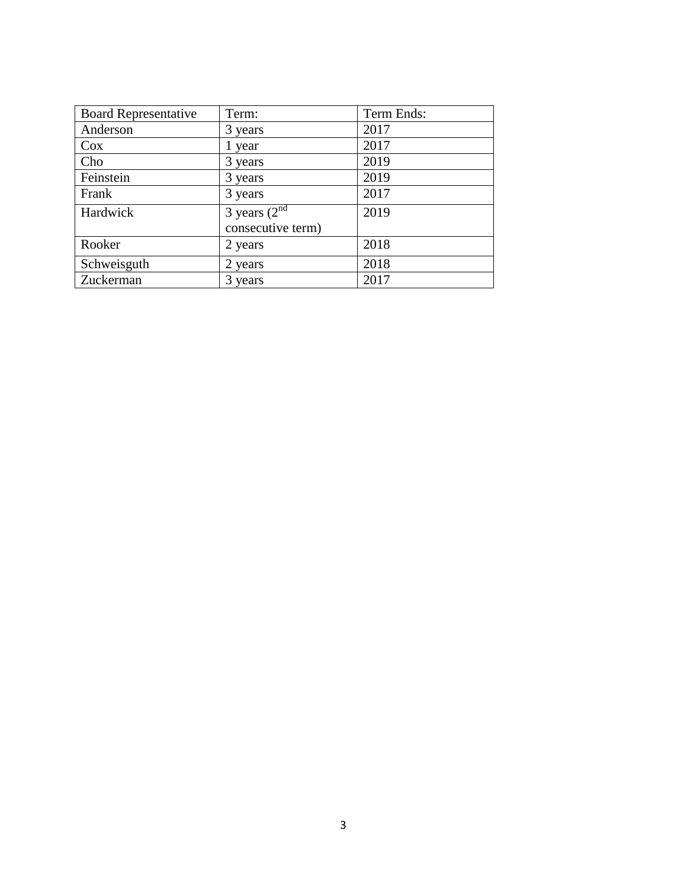| Board Representative | Term: | Term Ends: |
| --- | --- | --- |
| Anderson | 3 years | 2017 |
| Cox | 1 year | 2017 |
| Cho | 3 years | 2019 |
| Feinstein | 3 years | 2019 |
| Frank | 3 years | 2017 |
| Hardwick | 3 years (2nd consecutive term) | 2019 |
| Rooker | 2 years | 2018 |
| Schweisguth | 2 years | 2018 |
| Zuckerman | 3 years | 2017 |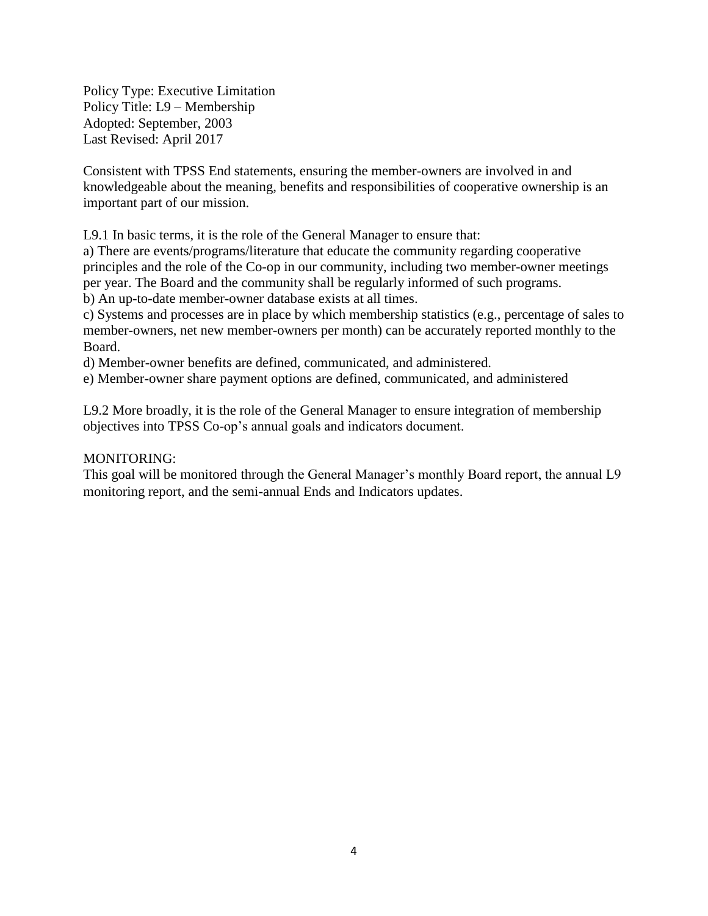Policy Type: Executive Limitation
Policy Title: L9 – Membership
Adopted: September, 2003
Last Revised: April 2017

Consistent with TPSS End statements, ensuring the member-owners are involved in and knowledgeable about the meaning, benefits and responsibilities of cooperative ownership is an important part of our mission.

L9.1 In basic terms, it is the role of the General Manager to ensure that:

a) There are events/programs/literature that educate the community regarding cooperative principles and the role of the Co-op in our community, including two member-owner meetings per year. The Board and the community shall be regularly informed of such programs.

b) An up-to-date member-owner database exists at all times.

c) Systems and processes are in place by which membership statistics (e.g., percentage of sales to member-owners, net new member-owners per month) can be accurately reported monthly to the Board.

d) Member-owner benefits are defined, communicated, and administered.

e) Member-owner share payment options are defined, communicated, and administered

L9.2 More broadly, it is the role of the General Manager to ensure integration of membership objectives into TPSS Co-op's annual goals and indicators document.

MONITORING:

This goal will be monitored through the General Manager's monthly Board report, the annual L9 monitoring report, and the semi-annual Ends and Indicators updates.